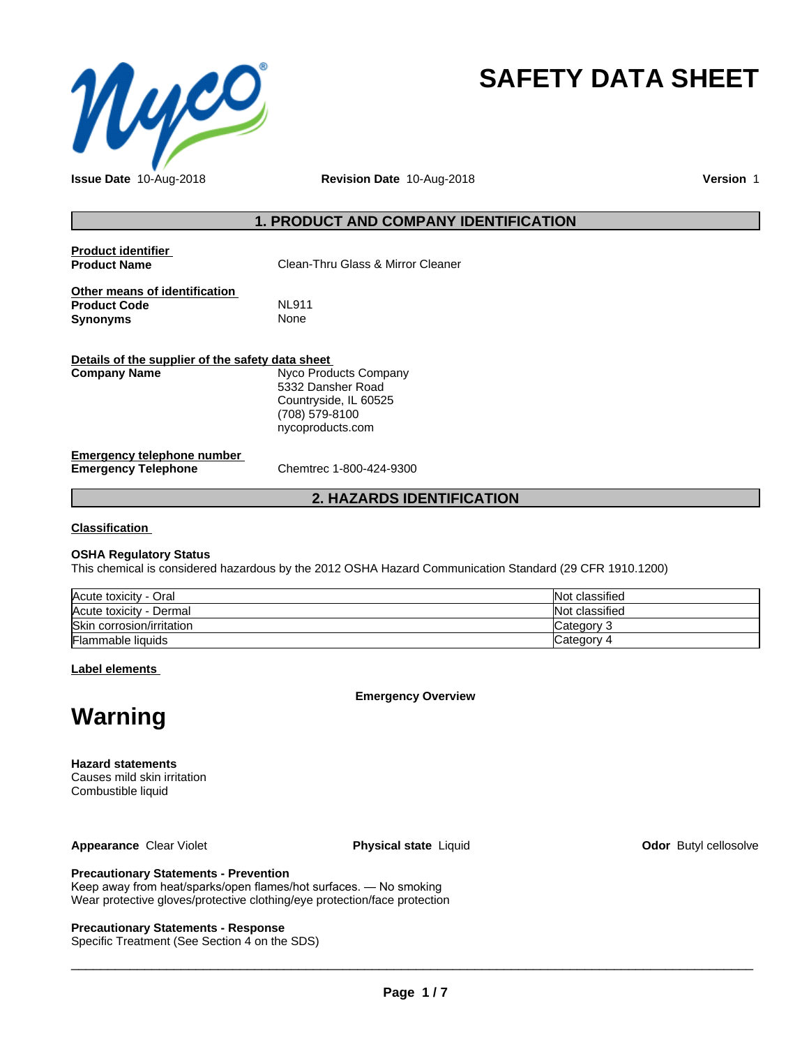# SAFETY DATA SHEET

**Issue Date** 10-Aug-2018 **Revision Date** 10-Aug-2018 **Version** 1

## 1. PRODUCT AND COMPANY IDENTIFICATION

**Product identifier**

**Product Name** Clean-Thru Glass & Mirror Cleaner

**Other means of identification**

**Product Code** NL911

**Synonyms** None

**Details of the supplier of the safety data sheet**

**Company Name** Nyco Products Company
5332 Dansher Road
Countryside, IL 60525
(708) 579-8100
nycoproducts.com

**Emergency telephone number**

**Emergency Telephone** Chemtrec 1-800-424-9300

## 2. HAZARDS IDENTIFICATION

**Classification**

**OSHA Regulatory Status**
This chemical is considered hazardous by the 2012 OSHA Hazard Communication Standard (29 CFR 1910.1200)

| | |
|---|---|
| Acute toxicity - Oral | Not classified |
| Acute toxicity - Dermal | Not classified |
| Skin corrosion/irritation | Category 3 |
| Flammable liquids | Category 4 |

**Label elements**

**Emergency Overview**

# Warning

**Hazard statements**
Causes mild skin irritation
Combustible liquid

**Appearance** Clear Violet **Physical state** Liquid **Odor** Butyl cellosolve

**Precautionary Statements - Prevention**
Keep away from heat/sparks/open flames/hot surfaces. — No smoking
Wear protective gloves/protective clothing/eye protection/face protection

**Precautionary Statements - Response**
Specific Treatment (See Section 4 on the SDS)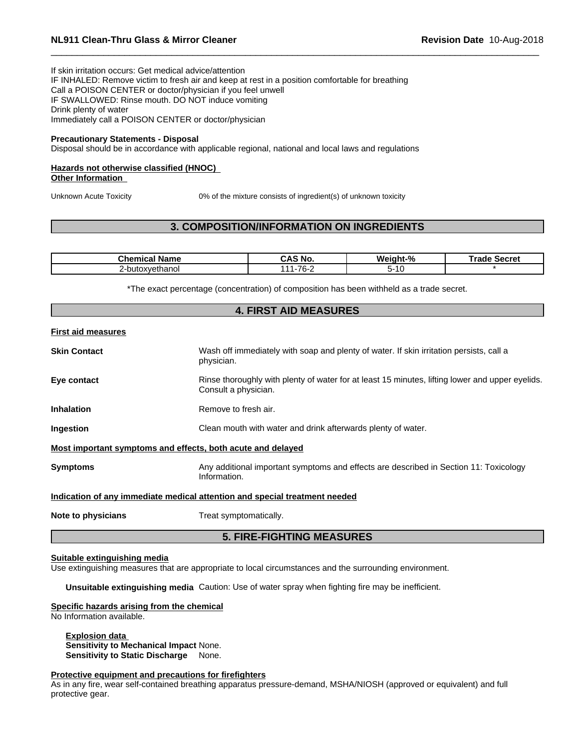If skin irritation occurs: Get medical advice/attention
IF INHALED: Remove victim to fresh air and keep at rest in a position comfortable for breathing
Call a POISON CENTER or doctor/physician if you feel unwell
IF SWALLOWED: Rinse mouth. DO NOT induce vomiting
Drink plenty of water
Immediately call a POISON CENTER or doctor/physician

**Precautionary Statements - Disposal**
Disposal should be in accordance with applicable regional, national and local laws and regulations

**Hazards not otherwise classified (HNOC)**
**Other Information**

Unknown Acute Toxicity 0% of the mixture consists of ingredient(s) of unknown toxicity

## 3. COMPOSITION/INFORMATION ON INGREDIENTS

| Chemical Name | CAS No. | Weight-% | Trade Secret |
|---|---|---|---|
| 2-butoxyethanol | 111-76-2 | 5-10 | * |

*The exact percentage (concentration) of composition has been withheld as a trade secret.

## 4. FIRST AID MEASURES

**First aid measures**

**Skin Contact** Wash off immediately with soap and plenty of water. If skin irritation persists, call a physician.

**Eye contact** Rinse thoroughly with plenty of water for at least 15 minutes, lifting lower and upper eyelids. Consult a physician.

**Inhalation** Remove to fresh air.

**Ingestion** Clean mouth with water and drink afterwards plenty of water.

**Most important symptoms and effects, both acute and delayed**

**Symptoms** Any additional important symptoms and effects are described in Section 11: Toxicology Information.

**Indication of any immediate medical attention and special treatment needed**

**Note to physicians** Treat symptomatically.

## 5. FIRE-FIGHTING MEASURES

**Suitable extinguishing media**
Use extinguishing measures that are appropriate to local circumstances and the surrounding environment.

**Unsuitable extinguishing media** Caution: Use of water spray when fighting fire may be inefficient.

**Specific hazards arising from the chemical**
No Information available.

**Explosion data**
**Sensitivity to Mechanical Impact** None.
**Sensitivity to Static Discharge** None.

**Protective equipment and precautions for firefighters**
As in any fire, wear self-contained breathing apparatus pressure-demand, MSHA/NIOSH (approved or equivalent) and full protective gear.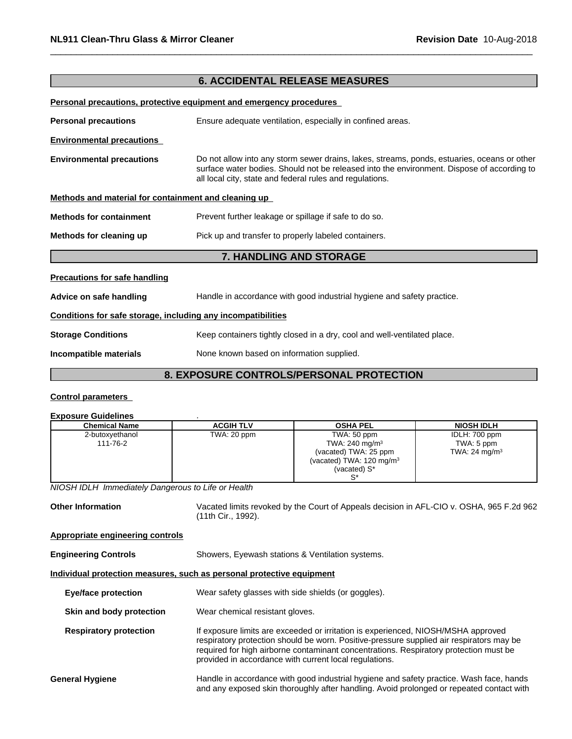## 6. ACCIDENTAL RELEASE MEASURES

**Personal precautions, protective equipment and emergency procedures**

**Personal precautions** Ensure adequate ventilation, especially in confined areas.

**Environmental precautions**

**Environmental precautions** Do not allow into any storm sewer drains, lakes, streams, ponds, estuaries, oceans or other surface water bodies. Should not be released into the environment. Dispose of according to all local city, state and federal rules and regulations.

**Methods and material for containment and cleaning up**

**Methods for containment** Prevent further leakage or spillage if safe to do so.

**Methods for cleaning up** Pick up and transfer to properly labeled containers.

## 7. HANDLING AND STORAGE

**Precautions for safe handling**

**Advice on safe handling** Handle in accordance with good industrial hygiene and safety practice.

**Conditions for safe storage, including any incompatibilities**

**Storage Conditions** Keep containers tightly closed in a dry, cool and well-ventilated place.

**Incompatible materials** None known based on information supplied.

## 8. EXPOSURE CONTROLS/PERSONAL PROTECTION

**Control parameters**

**Exposure Guidelines** .

| Chemical Name | ACGIH TLV | OSHA PEL | NIOSH IDLH |
|---|---|---|---|
| 2-butoxyethanol<br>111-76-2 | TWA: 20 ppm | TWA: 50 ppm<br>TWA: 240 mg/m³<br>(vacated) TWA: 25 ppm<br>(vacated) TWA: 120 mg/m³<br>(vacated) S*<br>S* | IDLH: 700 ppm<br>TWA: 5 ppm<br>TWA: 24 mg/m³ |

*NIOSH IDLH Immediately Dangerous to Life or Health*

**Other Information** Vacated limits revoked by the Court of Appeals decision in AFL-CIO v. OSHA, 965 F.2d 962 (11th Cir., 1992).

**Appropriate engineering controls**

**Engineering Controls** Showers, Eyewash stations & Ventilation systems.

**Individual protection measures, such as personal protective equipment**

**Eye/face protection** Wear safety glasses with side shields (or goggles).

**Skin and body protection** Wear chemical resistant gloves.

**Respiratory protection** If exposure limits are exceeded or irritation is experienced, NIOSH/MSHA approved respiratory protection should be worn. Positive-pressure supplied air respirators may be required for high airborne contaminant concentrations. Respiratory protection must be provided in accordance with current local regulations.

**General Hygiene** Handle in accordance with good industrial hygiene and safety practice. Wash face, hands and any exposed skin thoroughly after handling. Avoid prolonged or repeated contact with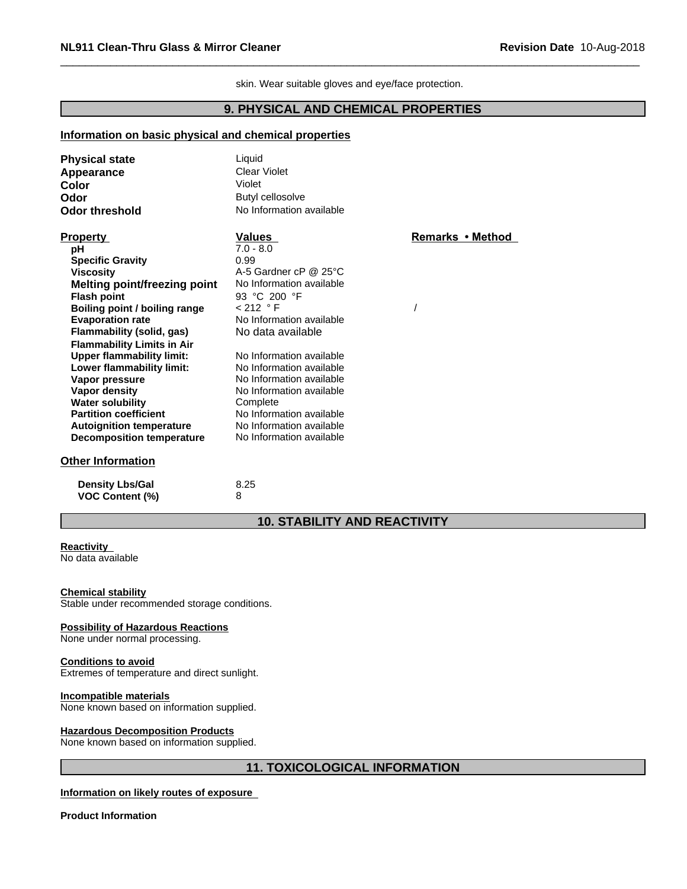skin. Wear suitable gloves and eye/face protection.

## 9. PHYSICAL AND CHEMICAL PROPERTIES

### Information on basic physical and chemical properties

| | |
|---|---|
| **Physical state** | Liquid |
| **Appearance** | Clear Violet |
| **Color** | Violet |
| **Odor** | Butyl cellosolve |
| **Odor threshold** | No Information available |

| Property | Values | Remarks • Method |
|---|---|---|
| **pH** | 7.0 - 8.0 | |
| **Specific Gravity** | 0.99 | |
| **Viscosity** | A-5 Gardner cP @ 25°C | |
| **Melting point/freezing point** | No Information available | |
| **Flash point** | 93 °C 200 °F | |
| **Boiling point / boiling range** | < 212 ° F | / |
| **Evaporation rate** | No Information available | |
| **Flammability (solid, gas)** | No data available | |
| **Flammability Limits in Air** | | |
| **Upper flammability limit:** | No Information available | |
| **Lower flammability limit:** | No Information available | |
| **Vapor pressure** | No Information available | |
| **Vapor density** | No Information available | |
| **Water solubility** | Complete | |
| **Partition coefficient** | No Information available | |
| **Autoignition temperature** | No Information available | |
| **Decomposition temperature** | No Information available | |

### Other Information

| | |
|---|---|
| **Density Lbs/Gal** | 8.25 |
| **VOC Content (%)** | 8 |

## 10. STABILITY AND REACTIVITY

**Reactivity**
No data available

**Chemical stability**
Stable under recommended storage conditions.

**Possibility of Hazardous Reactions**
None under normal processing.

**Conditions to avoid**
Extremes of temperature and direct sunlight.

**Incompatible materials**
None known based on information supplied.

**Hazardous Decomposition Products**
None known based on information supplied.

## 11. TOXICOLOGICAL INFORMATION

**Information on likely routes of exposure**

**Product Information**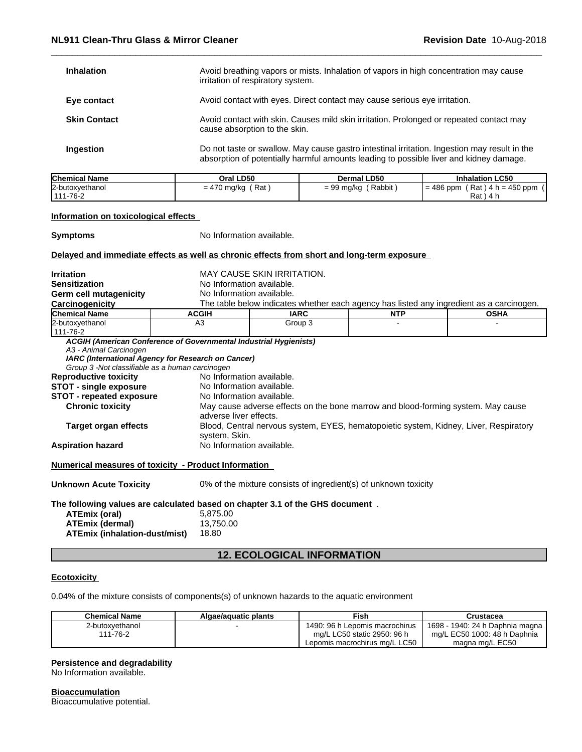| | |
|---|---|
| **Inhalation** | Avoid breathing vapors or mists. Inhalation of vapors in high concentration may cause irritation of respiratory system. |
| **Eye contact** | Avoid contact with eyes. Direct contact may cause serious eye irritation. |
| **Skin Contact** | Avoid contact with skin. Causes mild skin irritation. Prolonged or repeated contact may cause absorption to the skin. |
| **Ingestion** | Do not taste or swallow. May cause gastro intestinal irritation. Ingestion may result in the absorption of potentially harmful amounts leading to possible liver and kidney damage. |

| Chemical Name | Oral LD50 | Dermal LD50 | Inhalation LC50 |
|---|---|---|---|
| 2-butoxyethanol<br>111-76-2 | = 470 mg/kg ( Rat ) | = 99 mg/kg ( Rabbit ) | = 486 ppm ( Rat ) 4 h = 450 ppm ( Rat ) 4 h |

**Information on toxicological effects**

**Symptoms** No Information available.

**Delayed and immediate effects as well as chronic effects from short and long-term exposure**

**Irritation** MAY CAUSE SKIN IRRITATION.
**Sensitization** No Information available.
**Germ cell mutagenicity** No Information available.
**Carcinogenicity** The table below indicates whether each agency has listed any ingredient as a carcinogen.

| Chemical Name | ACGIH | IARC | NTP | OSHA |
|---|---|---|---|---|
| 2-butoxyethanol<br>111-76-2 | A3 | Group 3 | - | - |

***ACGIH (American Conference of Governmental Industrial Hygienists)***
*A3 - Animal Carcinogen*
***IARC (International Agency for Research on Cancer)***
*Group 3 -Not classifiable as a human carcinogen*

**Reproductive toxicity** No Information available.
**STOT - single exposure** No Information available.
**STOT - repeated exposure** No Information available.
**Chronic toxicity** May cause adverse effects on the bone marrow and blood-forming system. May cause adverse liver effects.
**Target organ effects** Blood, Central nervous system, EYES, hematopoietic system, Kidney, Liver, Respiratory system, Skin.
**Aspiration hazard** No Information available.

**Numerical measures of toxicity - Product Information**

**Unknown Acute Toxicity** 0% of the mixture consists of ingredient(s) of unknown toxicity

**The following values are calculated based on chapter 3.1 of the GHS document** .

**ATEmix (oral)** 5,875.00
**ATEmix (dermal)** 13,750.00
**ATEmix (inhalation-dust/mist)** 18.80

## 12. ECOLOGICAL INFORMATION

**Ecotoxicity**

0.04% of the mixture consists of components(s) of unknown hazards to the aquatic environment

| Chemical Name | Algae/aquatic plants | Fish | Crustacea |
|---|---|---|---|
| 2-butoxyethanol<br>111-76-2 | - | 1490: 96 h Lepomis macrochirus mg/L LC50 static 2950: 96 h Lepomis macrochirus mg/L LC50 | 1698 - 1940: 24 h Daphnia magna mg/L EC50 1000: 48 h Daphnia magna mg/L EC50 |

**Persistence and degradability**
No Information available.

**Bioaccumulation**
Bioaccumulative potential.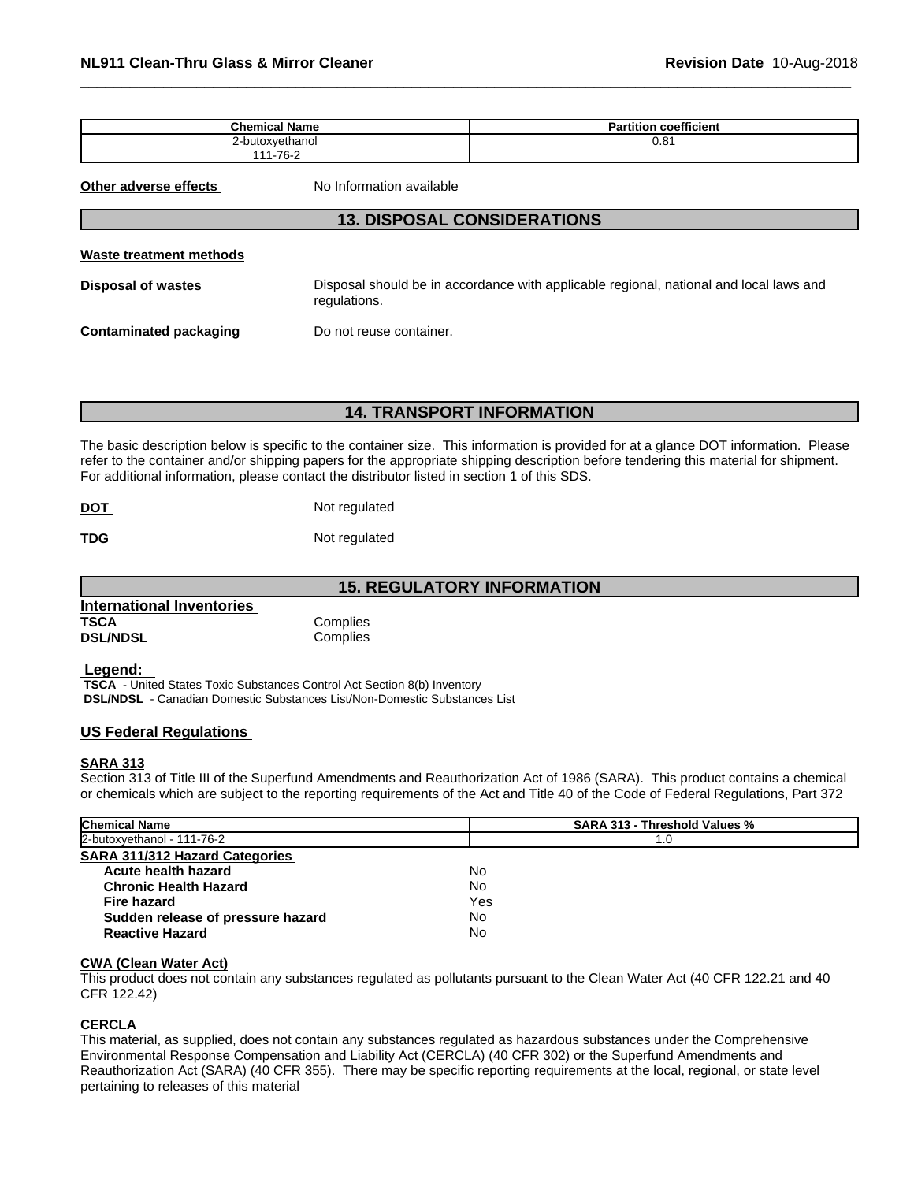| Chemical Name | Partition coefficient |
|---|---|
| 2-butoxyethanol<br>111-76-2 | 0.81 |

**Other adverse effects** No Information available

## 13. DISPOSAL CONSIDERATIONS

**Waste treatment methods**

**Disposal of wastes** Disposal should be in accordance with applicable regional, national and local laws and regulations.

**Contaminated packaging** Do not reuse container.

## 14. TRANSPORT INFORMATION

The basic description below is specific to the container size. This information is provided for at a glance DOT information. Please refer to the container and/or shipping papers for the appropriate shipping description before tendering this material for shipment. For additional information, please contact the distributor listed in section 1 of this SDS.

**DOT** Not regulated

**TDG** Not regulated

## 15. REGULATORY INFORMATION

**International Inventories**

**TSCA** Complies
**DSL/NDSL** Complies

**Legend:**

**TSCA** - United States Toxic Substances Control Act Section 8(b) Inventory
**DSL/NDSL** - Canadian Domestic Substances List/Non-Domestic Substances List

**US Federal Regulations**

**SARA 313**

Section 313 of Title III of the Superfund Amendments and Reauthorization Act of 1986 (SARA). This product contains a chemical or chemicals which are subject to the reporting requirements of the Act and Title 40 of the Code of Federal Regulations, Part 372

| Chemical Name | SARA 313 - Threshold Values % |
|---|---|
| 2-butoxyethanol - 111-76-2 | 1.0 |

**SARA 311/312 Hazard Categories**

| | |
|---|---|
| **Acute health hazard** | No |
| **Chronic Health Hazard** | No |
| **Fire hazard** | Yes |
| **Sudden release of pressure hazard** | No |
| **Reactive Hazard** | No |

**CWA (Clean Water Act)**

This product does not contain any substances regulated as pollutants pursuant to the Clean Water Act (40 CFR 122.21 and 40 CFR 122.42)

**CERCLA**

This material, as supplied, does not contain any substances regulated as hazardous substances under the Comprehensive Environmental Response Compensation and Liability Act (CERCLA) (40 CFR 302) or the Superfund Amendments and Reauthorization Act (SARA) (40 CFR 355). There may be specific reporting requirements at the local, regional, or state level pertaining to releases of this material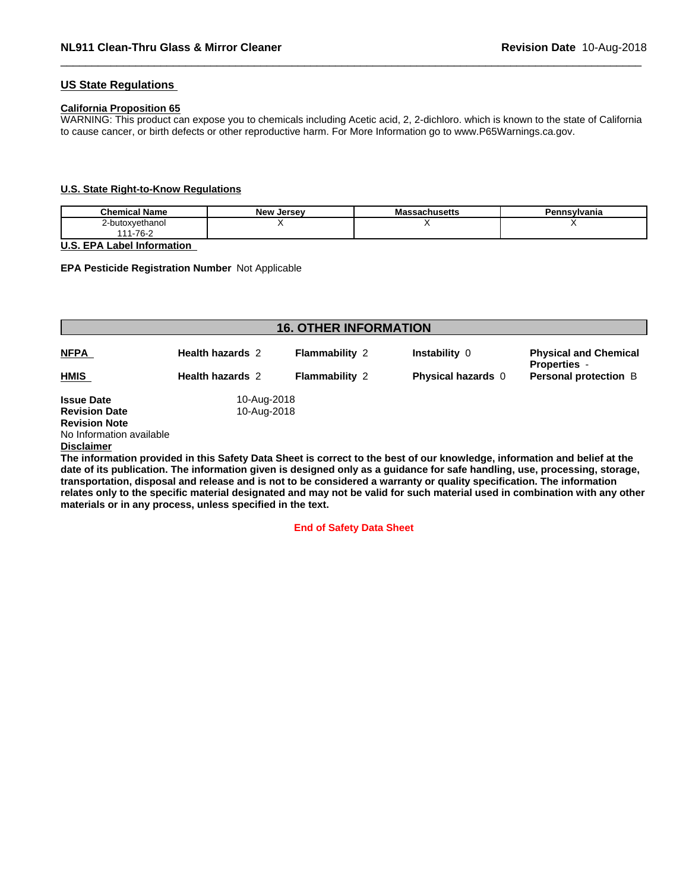## US State Regulations

**California Proposition 65**

WARNING: This product can expose you to chemicals including Acetic acid, 2, 2-dichloro. which is known to the state of California to cause cancer, or birth defects or other reproductive harm. For More Information go to www.P65Warnings.ca.gov.

**U.S. State Right-to-Know Regulations**

| Chemical Name | New Jersey | Massachusetts | Pennsylvania |
|---|---|---|---|
| 2-butoxyethanol 111-76-2 | X | X | X |

**U.S. EPA Label Information**

**EPA Pesticide Registration Number** Not Applicable

## 16. OTHER INFORMATION

| | | | | |
|---|---|---|---|---|
| **NFPA** | **Health hazards** 2 | **Flammability** 2 | **Instability** 0 | **Physical and Chemical Properties** - |
| **HMIS** | **Health hazards** 2 | **Flammability** 2 | **Physical hazards** 0 | **Personal protection** B |

**Issue Date** 10-Aug-2018
**Revision Date** 10-Aug-2018
**Revision Note**
No Information available

**Disclaimer**

**The information provided in this Safety Data Sheet is correct to the best of our knowledge, information and belief at the date of its publication. The information given is designed only as a guidance for safe handling, use, processing, storage, transportation, disposal and release and is not to be considered a warranty or quality specification. The information relates only to the specific material designated and may not be valid for such material used in combination with any other materials or in any process, unless specified in the text.**

**End of Safety Data Sheet**